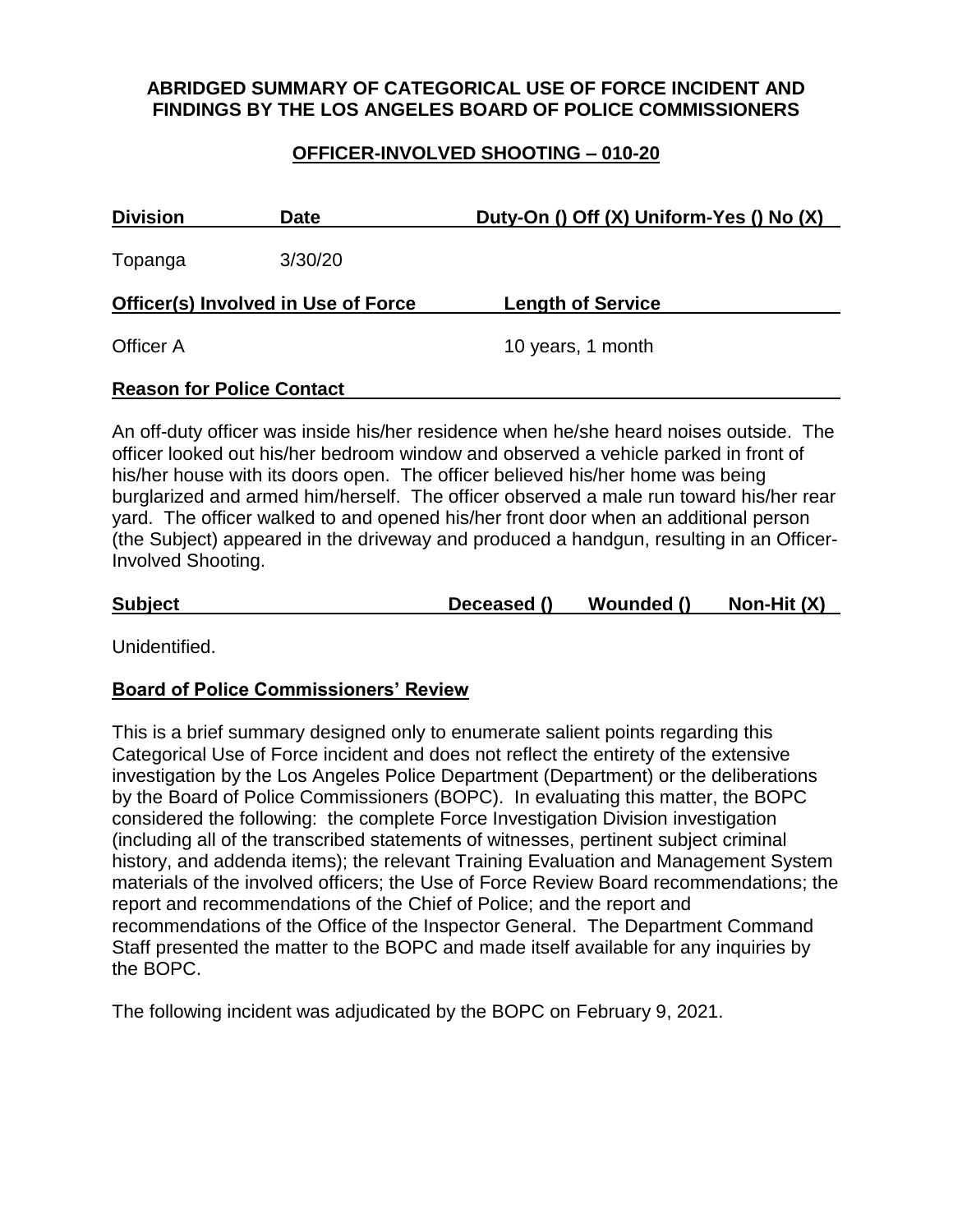# ABRIDGED SUMMARY OF CATEGORICAL USE OF FORCE INCIDENT AND FINDINGS BY THE LOS ANGELES BOARD OF POLICE COMMISSIONERS

## OFFICER-INVOLVED SHOOTING – 010-20

| Division | Date | Duty-On () Off (X) Uniform-Yes () No (X) |
|---|---|---|
| Topanga | 3/30/20 | |

| Officer(s) Involved in Use of Force | Length of Service |
|---|---|
| Officer A | 10 years, 1 month |

**Reason for Police Contact**

An off-duty officer was inside his/her residence when he/she heard noises outside. The officer looked out his/her bedroom window and observed a vehicle parked in front of his/her house with its doors open. The officer believed his/her home was being burglarized and armed him/herself. The officer observed a male run toward his/her rear yard. The officer walked to and opened his/her front door when an additional person (the Subject) appeared in the driveway and produced a handgun, resulting in an Officer-Involved Shooting.

| Subject | Deceased () | Wounded () | Non-Hit (X) |
|---|---|---|---|

Unidentified.

**Board of Police Commissioners' Review**

This is a brief summary designed only to enumerate salient points regarding this Categorical Use of Force incident and does not reflect the entirety of the extensive investigation by the Los Angeles Police Department (Department) or the deliberations by the Board of Police Commissioners (BOPC). In evaluating this matter, the BOPC considered the following: the complete Force Investigation Division investigation (including all of the transcribed statements of witnesses, pertinent subject criminal history, and addenda items); the relevant Training Evaluation and Management System materials of the involved officers; the Use of Force Review Board recommendations; the report and recommendations of the Chief of Police; and the report and recommendations of the Office of the Inspector General. The Department Command Staff presented the matter to the BOPC and made itself available for any inquiries by the BOPC.

The following incident was adjudicated by the BOPC on February 9, 2021.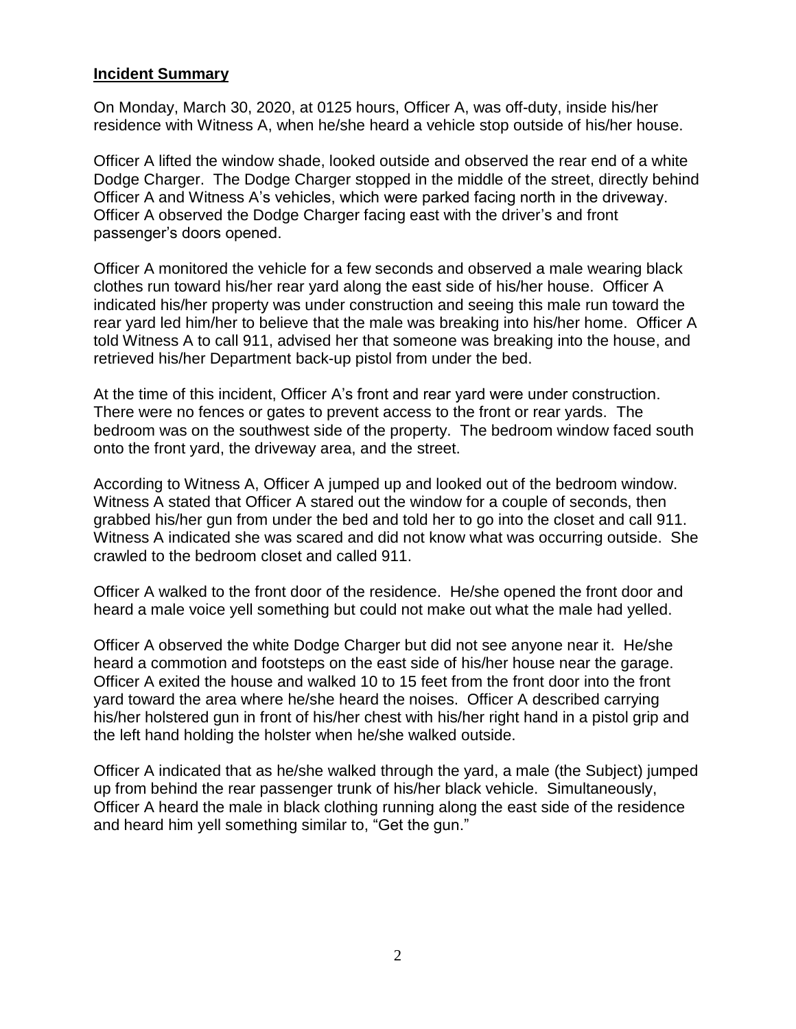## Incident Summary

On Monday, March 30, 2020, at 0125 hours, Officer A, was off-duty, inside his/her residence with Witness A, when he/she heard a vehicle stop outside of his/her house.

Officer A lifted the window shade, looked outside and observed the rear end of a white Dodge Charger. The Dodge Charger stopped in the middle of the street, directly behind Officer A and Witness A's vehicles, which were parked facing north in the driveway. Officer A observed the Dodge Charger facing east with the driver's and front passenger's doors opened.

Officer A monitored the vehicle for a few seconds and observed a male wearing black clothes run toward his/her rear yard along the east side of his/her house. Officer A indicated his/her property was under construction and seeing this male run toward the rear yard led him/her to believe that the male was breaking into his/her home. Officer A told Witness A to call 911, advised her that someone was breaking into the house, and retrieved his/her Department back-up pistol from under the bed.

At the time of this incident, Officer A's front and rear yard were under construction. There were no fences or gates to prevent access to the front or rear yards. The bedroom was on the southwest side of the property. The bedroom window faced south onto the front yard, the driveway area, and the street.

According to Witness A, Officer A jumped up and looked out of the bedroom window. Witness A stated that Officer A stared out the window for a couple of seconds, then grabbed his/her gun from under the bed and told her to go into the closet and call 911. Witness A indicated she was scared and did not know what was occurring outside. She crawled to the bedroom closet and called 911.

Officer A walked to the front door of the residence. He/she opened the front door and heard a male voice yell something but could not make out what the male had yelled.

Officer A observed the white Dodge Charger but did not see anyone near it. He/she heard a commotion and footsteps on the east side of his/her house near the garage. Officer A exited the house and walked 10 to 15 feet from the front door into the front yard toward the area where he/she heard the noises. Officer A described carrying his/her holstered gun in front of his/her chest with his/her right hand in a pistol grip and the left hand holding the holster when he/she walked outside.

Officer A indicated that as he/she walked through the yard, a male (the Subject) jumped up from behind the rear passenger trunk of his/her black vehicle. Simultaneously, Officer A heard the male in black clothing running along the east side of the residence and heard him yell something similar to, "Get the gun."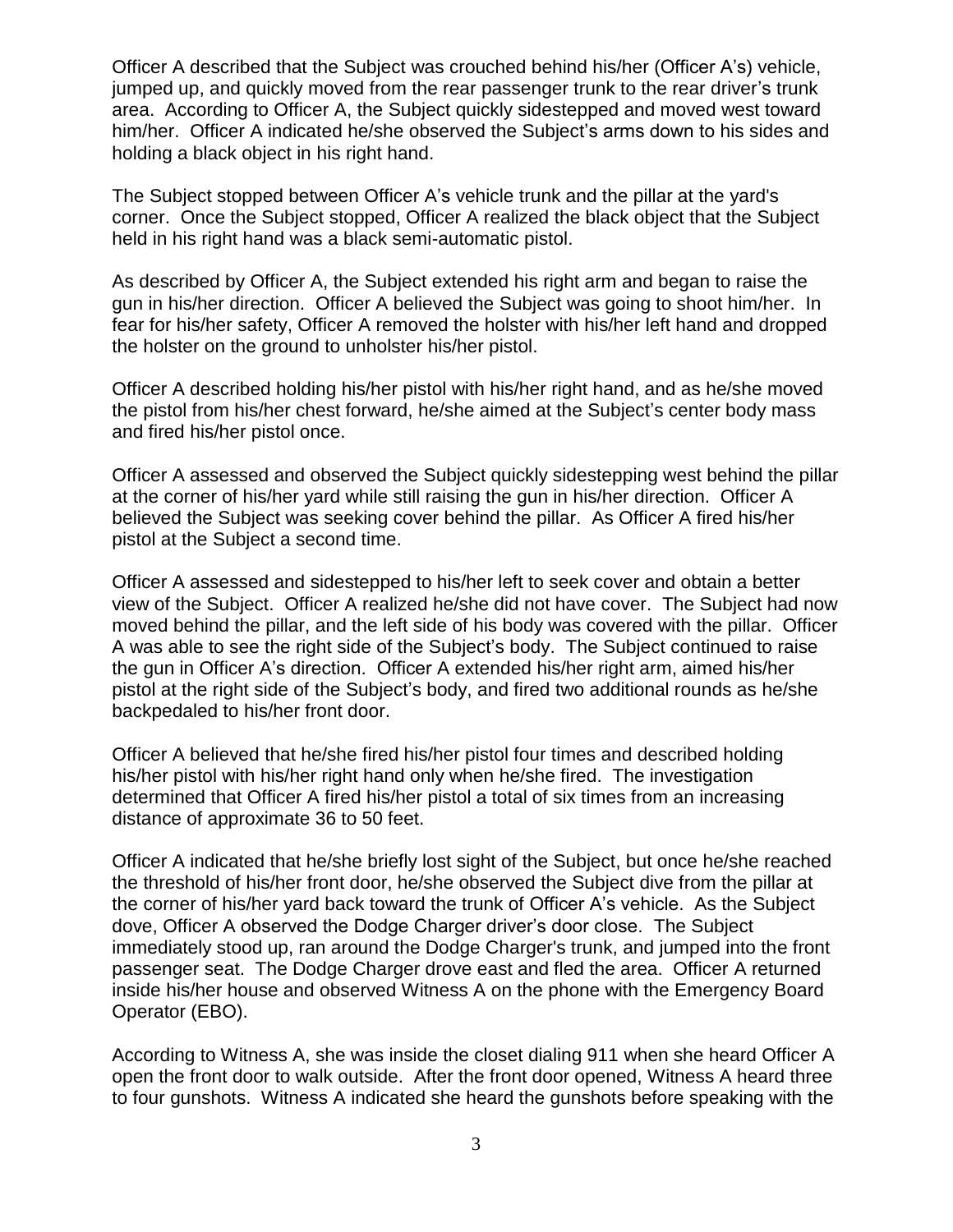Officer A described that the Subject was crouched behind his/her (Officer A's) vehicle, jumped up, and quickly moved from the rear passenger trunk to the rear driver's trunk area. According to Officer A, the Subject quickly sidestepped and moved west toward him/her. Officer A indicated he/she observed the Subject's arms down to his sides and holding a black object in his right hand.

The Subject stopped between Officer A's vehicle trunk and the pillar at the yard's corner. Once the Subject stopped, Officer A realized the black object that the Subject held in his right hand was a black semi-automatic pistol.

As described by Officer A, the Subject extended his right arm and began to raise the gun in his/her direction. Officer A believed the Subject was going to shoot him/her. In fear for his/her safety, Officer A removed the holster with his/her left hand and dropped the holster on the ground to unholster his/her pistol.

Officer A described holding his/her pistol with his/her right hand, and as he/she moved the pistol from his/her chest forward, he/she aimed at the Subject's center body mass and fired his/her pistol once.

Officer A assessed and observed the Subject quickly sidestepping west behind the pillar at the corner of his/her yard while still raising the gun in his/her direction. Officer A believed the Subject was seeking cover behind the pillar. As Officer A fired his/her pistol at the Subject a second time.

Officer A assessed and sidestepped to his/her left to seek cover and obtain a better view of the Subject. Officer A realized he/she did not have cover. The Subject had now moved behind the pillar, and the left side of his body was covered with the pillar. Officer A was able to see the right side of the Subject's body. The Subject continued to raise the gun in Officer A's direction. Officer A extended his/her right arm, aimed his/her pistol at the right side of the Subject's body, and fired two additional rounds as he/she backpedaled to his/her front door.

Officer A believed that he/she fired his/her pistol four times and described holding his/her pistol with his/her right hand only when he/she fired. The investigation determined that Officer A fired his/her pistol a total of six times from an increasing distance of approximate 36 to 50 feet.

Officer A indicated that he/she briefly lost sight of the Subject, but once he/she reached the threshold of his/her front door, he/she observed the Subject dive from the pillar at the corner of his/her yard back toward the trunk of Officer A's vehicle. As the Subject dove, Officer A observed the Dodge Charger driver's door close. The Subject immediately stood up, ran around the Dodge Charger's trunk, and jumped into the front passenger seat. The Dodge Charger drove east and fled the area. Officer A returned inside his/her house and observed Witness A on the phone with the Emergency Board Operator (EBO).

According to Witness A, she was inside the closet dialing 911 when she heard Officer A open the front door to walk outside. After the front door opened, Witness A heard three to four gunshots. Witness A indicated she heard the gunshots before speaking with the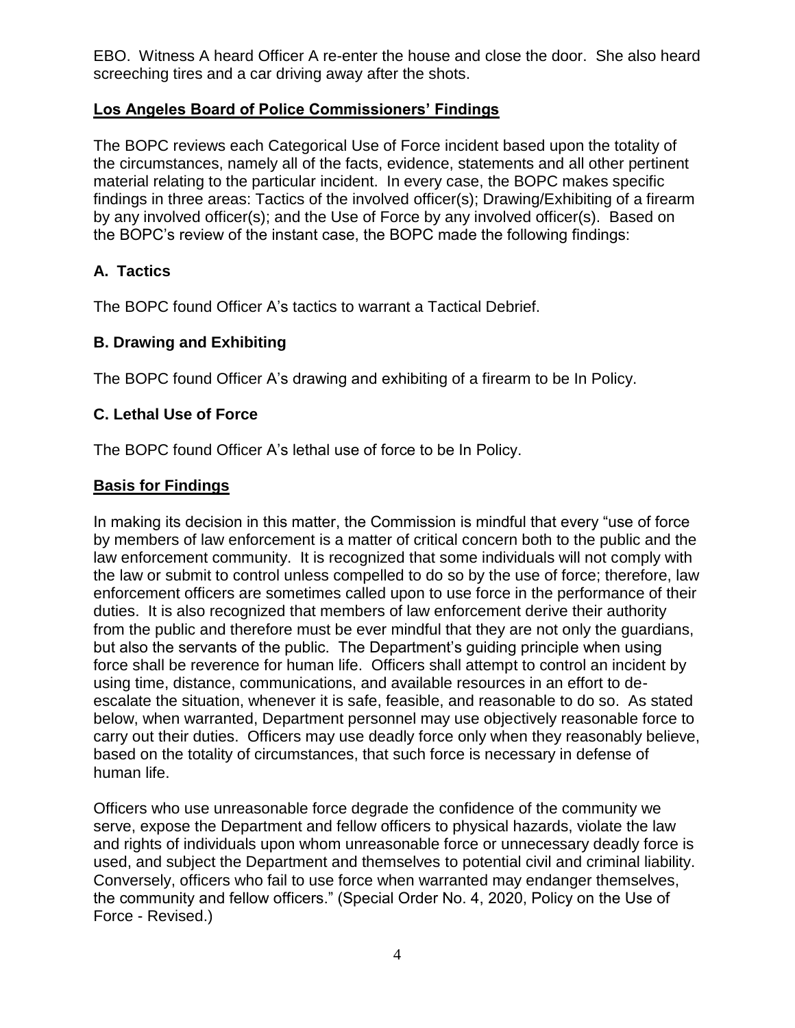EBO. Witness A heard Officer A re-enter the house and close the door. She also heard screeching tires and a car driving away after the shots.

## Los Angeles Board of Police Commissioners' Findings

The BOPC reviews each Categorical Use of Force incident based upon the totality of the circumstances, namely all of the facts, evidence, statements and all other pertinent material relating to the particular incident. In every case, the BOPC makes specific findings in three areas: Tactics of the involved officer(s); Drawing/Exhibiting of a firearm by any involved officer(s); and the Use of Force by any involved officer(s). Based on the BOPC's review of the instant case, the BOPC made the following findings:

### A. Tactics

The BOPC found Officer A's tactics to warrant a Tactical Debrief.

### B. Drawing and Exhibiting

The BOPC found Officer A's drawing and exhibiting of a firearm to be In Policy.

### C. Lethal Use of Force

The BOPC found Officer A's lethal use of force to be In Policy.

## Basis for Findings

In making its decision in this matter, the Commission is mindful that every "use of force by members of law enforcement is a matter of critical concern both to the public and the law enforcement community. It is recognized that some individuals will not comply with the law or submit to control unless compelled to do so by the use of force; therefore, law enforcement officers are sometimes called upon to use force in the performance of their duties. It is also recognized that members of law enforcement derive their authority from the public and therefore must be ever mindful that they are not only the guardians, but also the servants of the public. The Department's guiding principle when using force shall be reverence for human life. Officers shall attempt to control an incident by using time, distance, communications, and available resources in an effort to de-escalate the situation, whenever it is safe, feasible, and reasonable to do so. As stated below, when warranted, Department personnel may use objectively reasonable force to carry out their duties. Officers may use deadly force only when they reasonably believe, based on the totality of circumstances, that such force is necessary in defense of human life.

Officers who use unreasonable force degrade the confidence of the community we serve, expose the Department and fellow officers to physical hazards, violate the law and rights of individuals upon whom unreasonable force or unnecessary deadly force is used, and subject the Department and themselves to potential civil and criminal liability. Conversely, officers who fail to use force when warranted may endanger themselves, the community and fellow officers." (Special Order No. 4, 2020, Policy on the Use of Force - Revised.)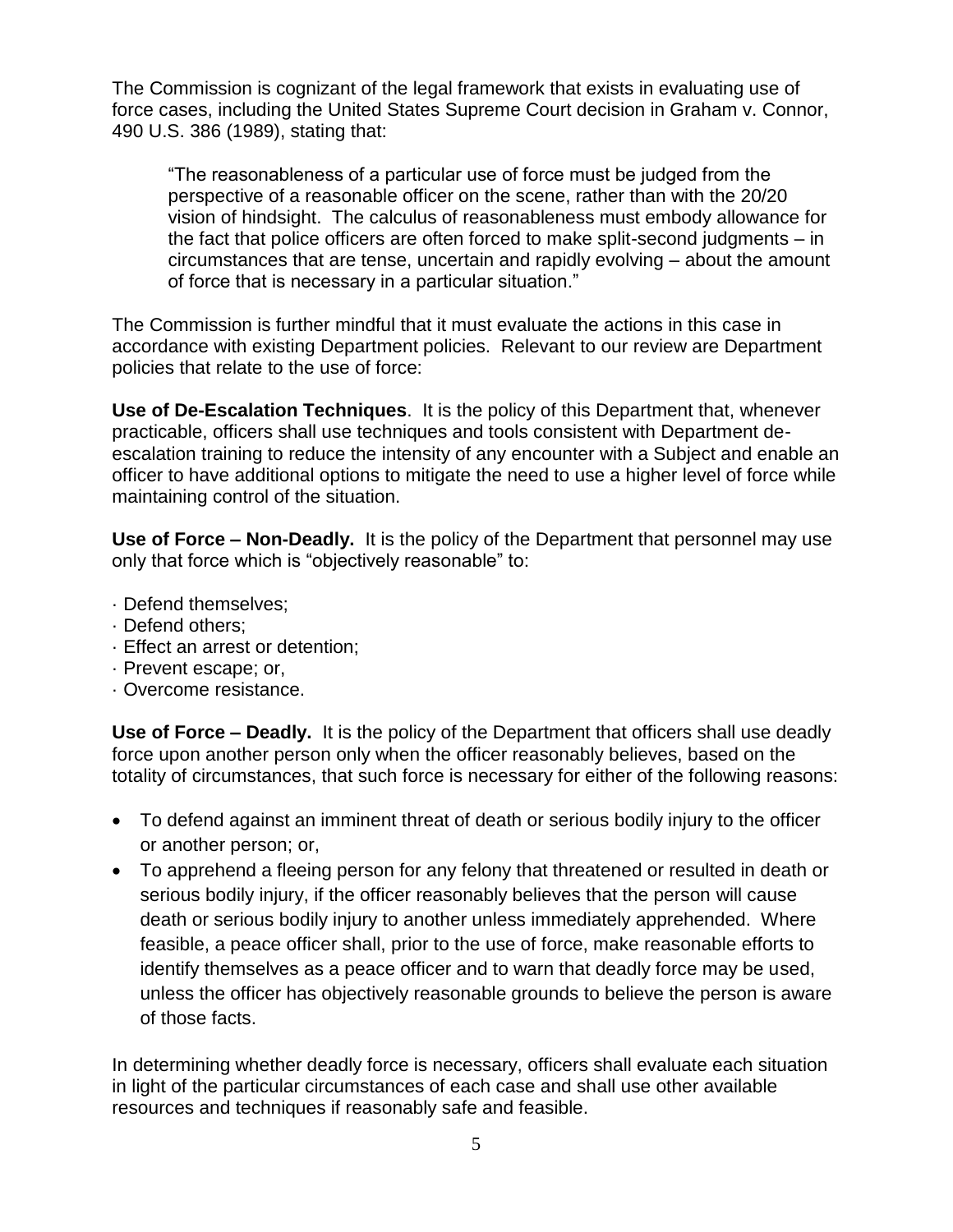The Commission is cognizant of the legal framework that exists in evaluating use of force cases, including the United States Supreme Court decision in Graham v. Connor, 490 U.S. 386 (1989), stating that:

> "The reasonableness of a particular use of force must be judged from the perspective of a reasonable officer on the scene, rather than with the 20/20 vision of hindsight. The calculus of reasonableness must embody allowance for the fact that police officers are often forced to make split-second judgments – in circumstances that are tense, uncertain and rapidly evolving – about the amount of force that is necessary in a particular situation."

The Commission is further mindful that it must evaluate the actions in this case in accordance with existing Department policies. Relevant to our review are Department policies that relate to the use of force:

**Use of De-Escalation Techniques**. It is the policy of this Department that, whenever practicable, officers shall use techniques and tools consistent with Department de-escalation training to reduce the intensity of any encounter with a Subject and enable an officer to have additional options to mitigate the need to use a higher level of force while maintaining control of the situation.

**Use of Force – Non-Deadly.** It is the policy of the Department that personnel may use only that force which is "objectively reasonable" to:

- Defend themselves;
- Defend others;
- Effect an arrest or detention;
- Prevent escape; or,
- Overcome resistance.

**Use of Force – Deadly.** It is the policy of the Department that officers shall use deadly force upon another person only when the officer reasonably believes, based on the totality of circumstances, that such force is necessary for either of the following reasons:

- To defend against an imminent threat of death or serious bodily injury to the officer or another person; or,
- To apprehend a fleeing person for any felony that threatened or resulted in death or serious bodily injury, if the officer reasonably believes that the person will cause death or serious bodily injury to another unless immediately apprehended. Where feasible, a peace officer shall, prior to the use of force, make reasonable efforts to identify themselves as a peace officer and to warn that deadly force may be used, unless the officer has objectively reasonable grounds to believe the person is aware of those facts.

In determining whether deadly force is necessary, officers shall evaluate each situation in light of the particular circumstances of each case and shall use other available resources and techniques if reasonably safe and feasible.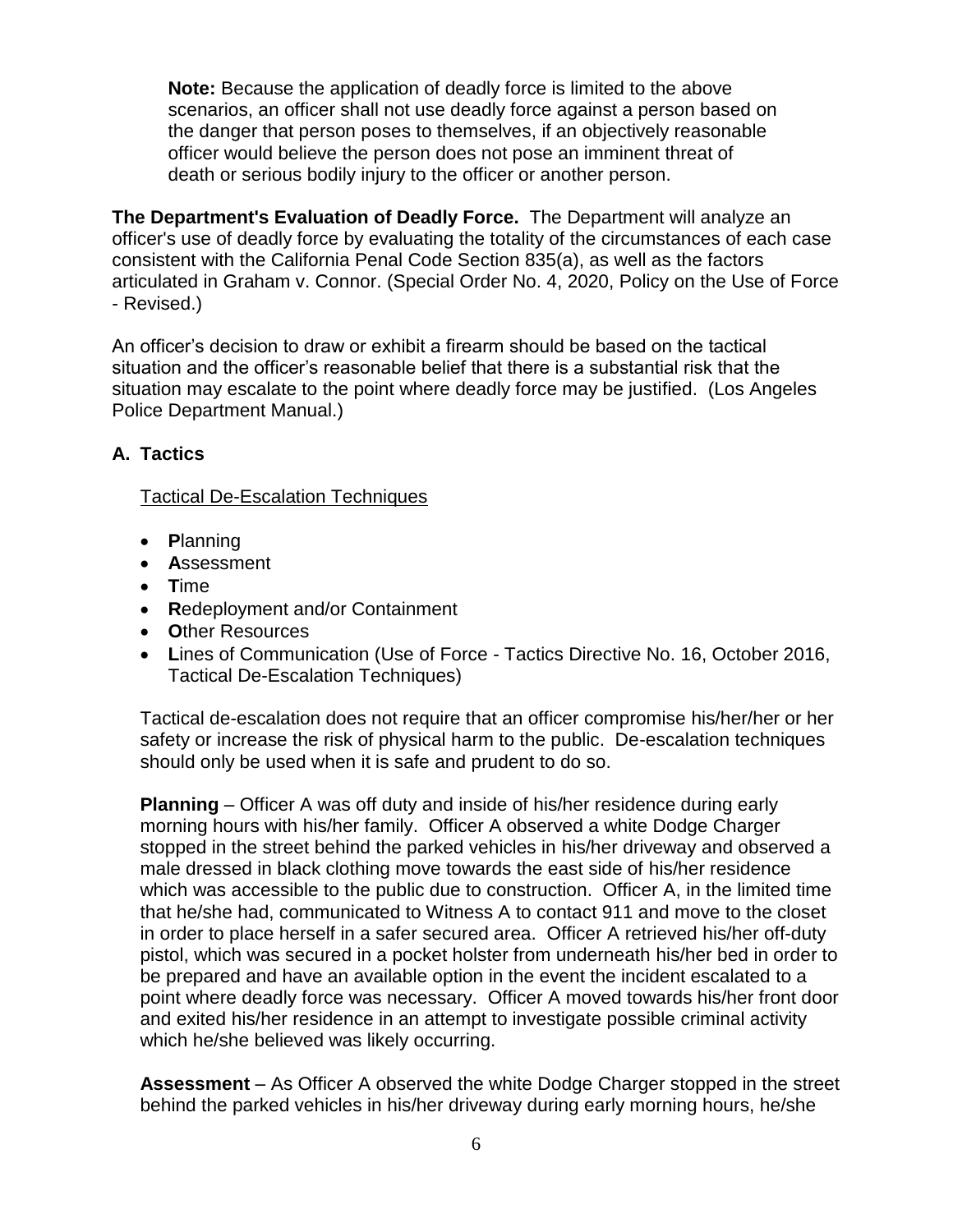**Note:** Because the application of deadly force is limited to the above scenarios, an officer shall not use deadly force against a person based on the danger that person poses to themselves, if an objectively reasonable officer would believe the person does not pose an imminent threat of death or serious bodily injury to the officer or another person.

**The Department's Evaluation of Deadly Force.** The Department will analyze an officer's use of deadly force by evaluating the totality of the circumstances of each case consistent with the California Penal Code Section 835(a), as well as the factors articulated in Graham v. Connor. (Special Order No. 4, 2020, Policy on the Use of Force - Revised.)

An officer's decision to draw or exhibit a firearm should be based on the tactical situation and the officer's reasonable belief that there is a substantial risk that the situation may escalate to the point where deadly force may be justified. (Los Angeles Police Department Manual.)

## A. Tactics

Tactical De-Escalation Techniques

- **P**lanning
- **A**ssessment
- **T**ime
- **R**edeployment and/or Containment
- **O**ther Resources
- **L**ines of Communication (Use of Force - Tactics Directive No. 16, October 2016, Tactical De-Escalation Techniques)

Tactical de-escalation does not require that an officer compromise his/her/her or her safety or increase the risk of physical harm to the public. De-escalation techniques should only be used when it is safe and prudent to do so.

**Planning** – Officer A was off duty and inside of his/her residence during early morning hours with his/her family. Officer A observed a white Dodge Charger stopped in the street behind the parked vehicles in his/her driveway and observed a male dressed in black clothing move towards the east side of his/her residence which was accessible to the public due to construction. Officer A, in the limited time that he/she had, communicated to Witness A to contact 911 and move to the closet in order to place herself in a safer secured area. Officer A retrieved his/her off-duty pistol, which was secured in a pocket holster from underneath his/her bed in order to be prepared and have an available option in the event the incident escalated to a point where deadly force was necessary. Officer A moved towards his/her front door and exited his/her residence in an attempt to investigate possible criminal activity which he/she believed was likely occurring.

**Assessment** – As Officer A observed the white Dodge Charger stopped in the street behind the parked vehicles in his/her driveway during early morning hours, he/she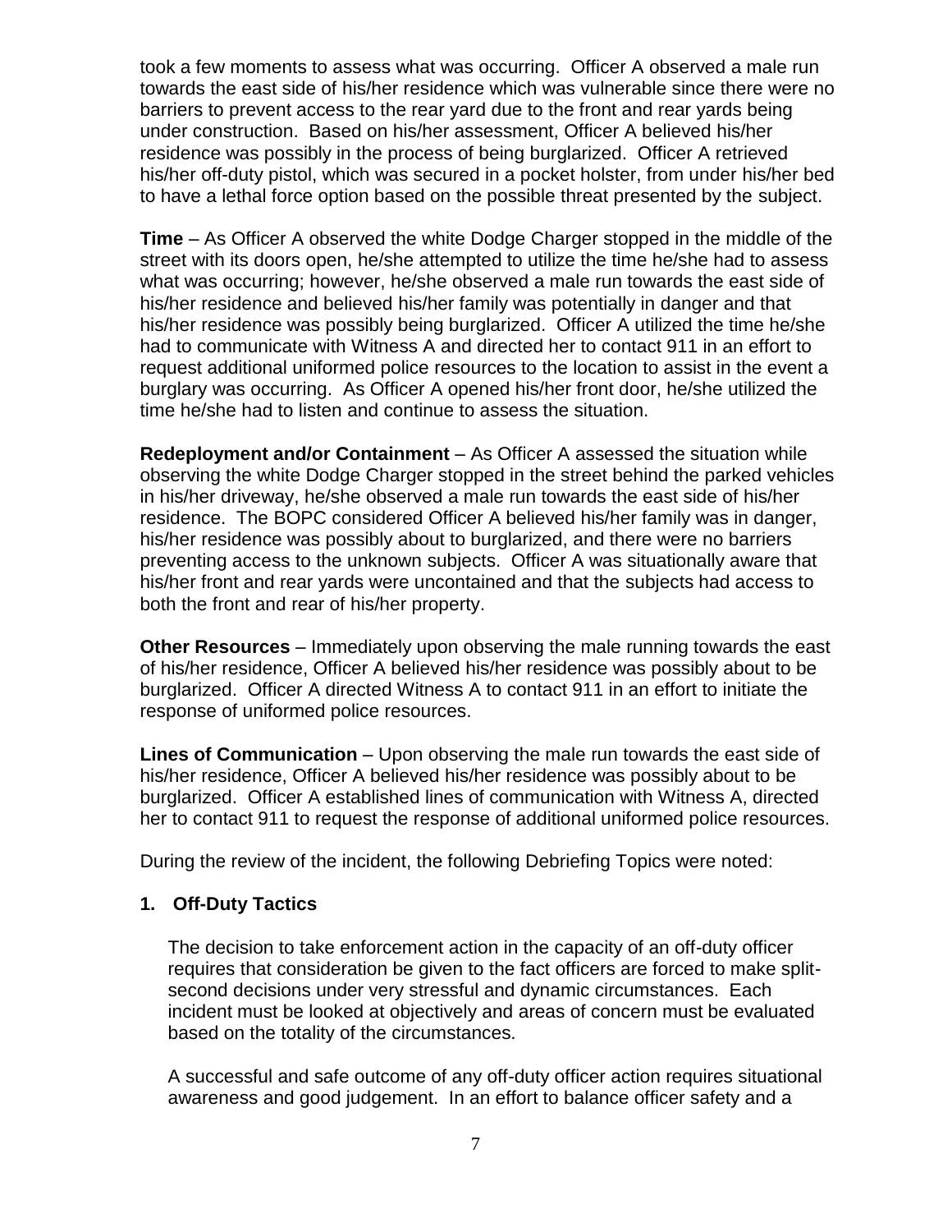took a few moments to assess what was occurring. Officer A observed a male run towards the east side of his/her residence which was vulnerable since there were no barriers to prevent access to the rear yard due to the front and rear yards being under construction. Based on his/her assessment, Officer A believed his/her residence was possibly in the process of being burglarized. Officer A retrieved his/her off-duty pistol, which was secured in a pocket holster, from under his/her bed to have a lethal force option based on the possible threat presented by the subject.

**Time** – As Officer A observed the white Dodge Charger stopped in the middle of the street with its doors open, he/she attempted to utilize the time he/she had to assess what was occurring; however, he/she observed a male run towards the east side of his/her residence and believed his/her family was potentially in danger and that his/her residence was possibly being burglarized. Officer A utilized the time he/she had to communicate with Witness A and directed her to contact 911 in an effort to request additional uniformed police resources to the location to assist in the event a burglary was occurring. As Officer A opened his/her front door, he/she utilized the time he/she had to listen and continue to assess the situation.

**Redeployment and/or Containment** – As Officer A assessed the situation while observing the white Dodge Charger stopped in the street behind the parked vehicles in his/her driveway, he/she observed a male run towards the east side of his/her residence. The BOPC considered Officer A believed his/her family was in danger, his/her residence was possibly about to burglarized, and there were no barriers preventing access to the unknown subjects. Officer A was situationally aware that his/her front and rear yards were uncontained and that the subjects had access to both the front and rear of his/her property.

**Other Resources** – Immediately upon observing the male running towards the east of his/her residence, Officer A believed his/her residence was possibly about to be burglarized. Officer A directed Witness A to contact 911 in an effort to initiate the response of uniformed police resources.

**Lines of Communication** – Upon observing the male run towards the east side of his/her residence, Officer A believed his/her residence was possibly about to be burglarized. Officer A established lines of communication with Witness A, directed her to contact 911 to request the response of additional uniformed police resources.

During the review of the incident, the following Debriefing Topics were noted:

**1. Off-Duty Tactics**

The decision to take enforcement action in the capacity of an off-duty officer requires that consideration be given to the fact officers are forced to make split-second decisions under very stressful and dynamic circumstances. Each incident must be looked at objectively and areas of concern must be evaluated based on the totality of the circumstances.

A successful and safe outcome of any off-duty officer action requires situational awareness and good judgement. In an effort to balance officer safety and a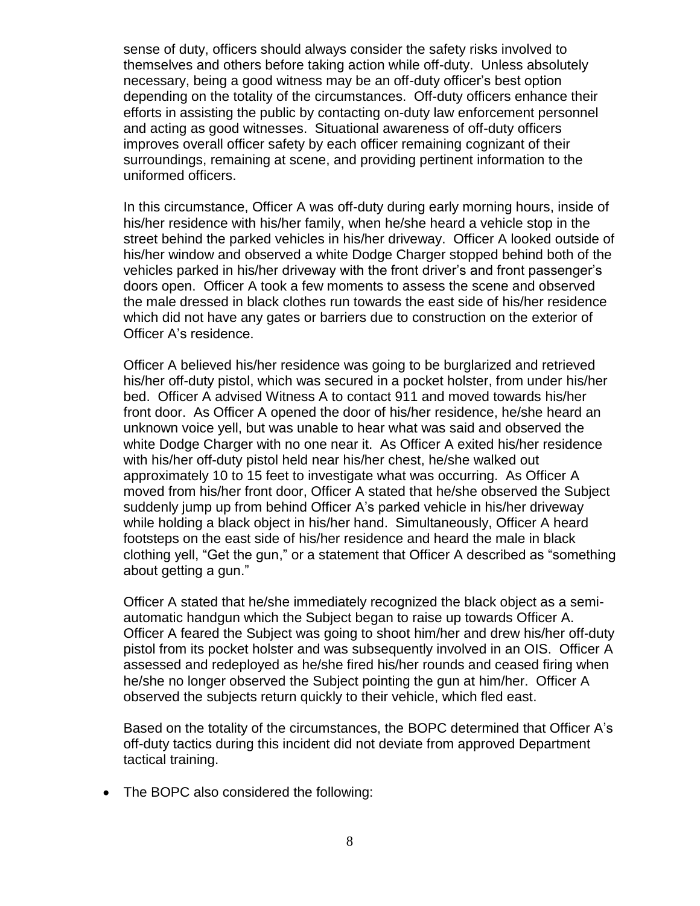sense of duty, officers should always consider the safety risks involved to themselves and others before taking action while off-duty. Unless absolutely necessary, being a good witness may be an off-duty officer's best option depending on the totality of the circumstances. Off-duty officers enhance their efforts in assisting the public by contacting on-duty law enforcement personnel and acting as good witnesses. Situational awareness of off-duty officers improves overall officer safety by each officer remaining cognizant of their surroundings, remaining at scene, and providing pertinent information to the uniformed officers.

In this circumstance, Officer A was off-duty during early morning hours, inside of his/her residence with his/her family, when he/she heard a vehicle stop in the street behind the parked vehicles in his/her driveway. Officer A looked outside of his/her window and observed a white Dodge Charger stopped behind both of the vehicles parked in his/her driveway with the front driver's and front passenger's doors open. Officer A took a few moments to assess the scene and observed the male dressed in black clothes run towards the east side of his/her residence which did not have any gates or barriers due to construction on the exterior of Officer A's residence.

Officer A believed his/her residence was going to be burglarized and retrieved his/her off-duty pistol, which was secured in a pocket holster, from under his/her bed. Officer A advised Witness A to contact 911 and moved towards his/her front door. As Officer A opened the door of his/her residence, he/she heard an unknown voice yell, but was unable to hear what was said and observed the white Dodge Charger with no one near it. As Officer A exited his/her residence with his/her off-duty pistol held near his/her chest, he/she walked out approximately 10 to 15 feet to investigate what was occurring. As Officer A moved from his/her front door, Officer A stated that he/she observed the Subject suddenly jump up from behind Officer A's parked vehicle in his/her driveway while holding a black object in his/her hand. Simultaneously, Officer A heard footsteps on the east side of his/her residence and heard the male in black clothing yell, "Get the gun," or a statement that Officer A described as "something about getting a gun."

Officer A stated that he/she immediately recognized the black object as a semi-automatic handgun which the Subject began to raise up towards Officer A. Officer A feared the Subject was going to shoot him/her and drew his/her off-duty pistol from its pocket holster and was subsequently involved in an OIS. Officer A assessed and redeployed as he/she fired his/her rounds and ceased firing when he/she no longer observed the Subject pointing the gun at him/her. Officer A observed the subjects return quickly to their vehicle, which fled east.

Based on the totality of the circumstances, the BOPC determined that Officer A's off-duty tactics during this incident did not deviate from approved Department tactical training.

- The BOPC also considered the following: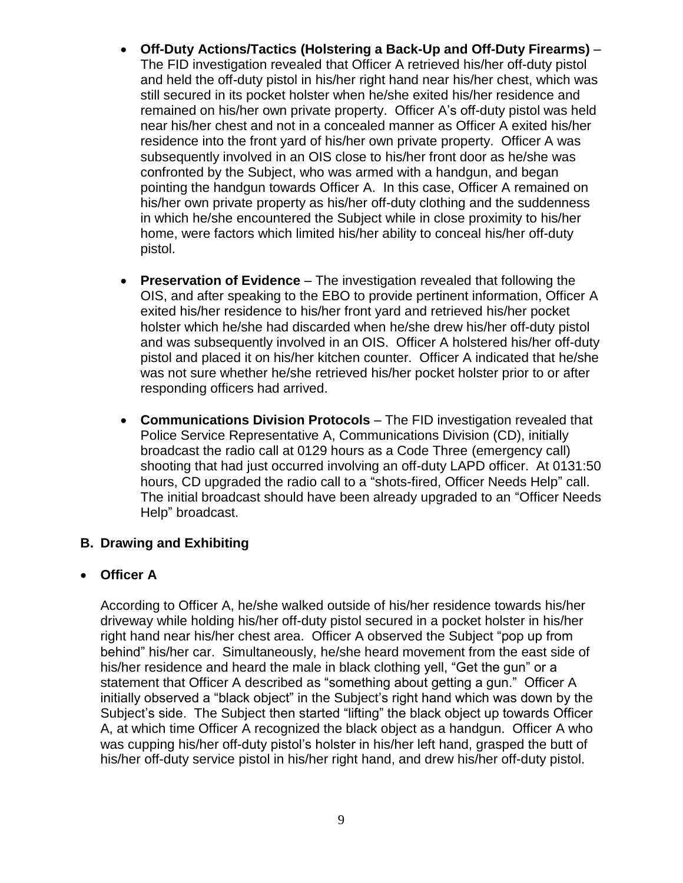- **Off-Duty Actions/Tactics (Holstering a Back-Up and Off-Duty Firearms)** – The FID investigation revealed that Officer A retrieved his/her off-duty pistol and held the off-duty pistol in his/her right hand near his/her chest, which was still secured in its pocket holster when he/she exited his/her residence and remained on his/her own private property. Officer A's off-duty pistol was held near his/her chest and not in a concealed manner as Officer A exited his/her residence into the front yard of his/her own private property. Officer A was subsequently involved in an OIS close to his/her front door as he/she was confronted by the Subject, who was armed with a handgun, and began pointing the handgun towards Officer A. In this case, Officer A remained on his/her own private property as his/her off-duty clothing and the suddenness in which he/she encountered the Subject while in close proximity to his/her home, were factors which limited his/her ability to conceal his/her off-duty pistol.

- **Preservation of Evidence** – The investigation revealed that following the OIS, and after speaking to the EBO to provide pertinent information, Officer A exited his/her residence to his/her front yard and retrieved his/her pocket holster which he/she had discarded when he/she drew his/her off-duty pistol and was subsequently involved in an OIS. Officer A holstered his/her off-duty pistol and placed it on his/her kitchen counter. Officer A indicated that he/she was not sure whether he/she retrieved his/her pocket holster prior to or after responding officers had arrived.

- **Communications Division Protocols** – The FID investigation revealed that Police Service Representative A, Communications Division (CD), initially broadcast the radio call at 0129 hours as a Code Three (emergency call) shooting that had just occurred involving an off-duty LAPD officer. At 0131:50 hours, CD upgraded the radio call to a "shots-fired, Officer Needs Help" call. The initial broadcast should have been already upgraded to an "Officer Needs Help" broadcast.

## B. Drawing and Exhibiting

- **Officer A**

According to Officer A, he/she walked outside of his/her residence towards his/her driveway while holding his/her off-duty pistol secured in a pocket holster in his/her right hand near his/her chest area. Officer A observed the Subject "pop up from behind" his/her car. Simultaneously, he/she heard movement from the east side of his/her residence and heard the male in black clothing yell, "Get the gun" or a statement that Officer A described as "something about getting a gun." Officer A initially observed a "black object" in the Subject's right hand which was down by the Subject's side. The Subject then started "lifting" the black object up towards Officer A, at which time Officer A recognized the black object as a handgun. Officer A who was cupping his/her off-duty pistol's holster in his/her left hand, grasped the butt of his/her off-duty service pistol in his/her right hand, and drew his/her off-duty pistol.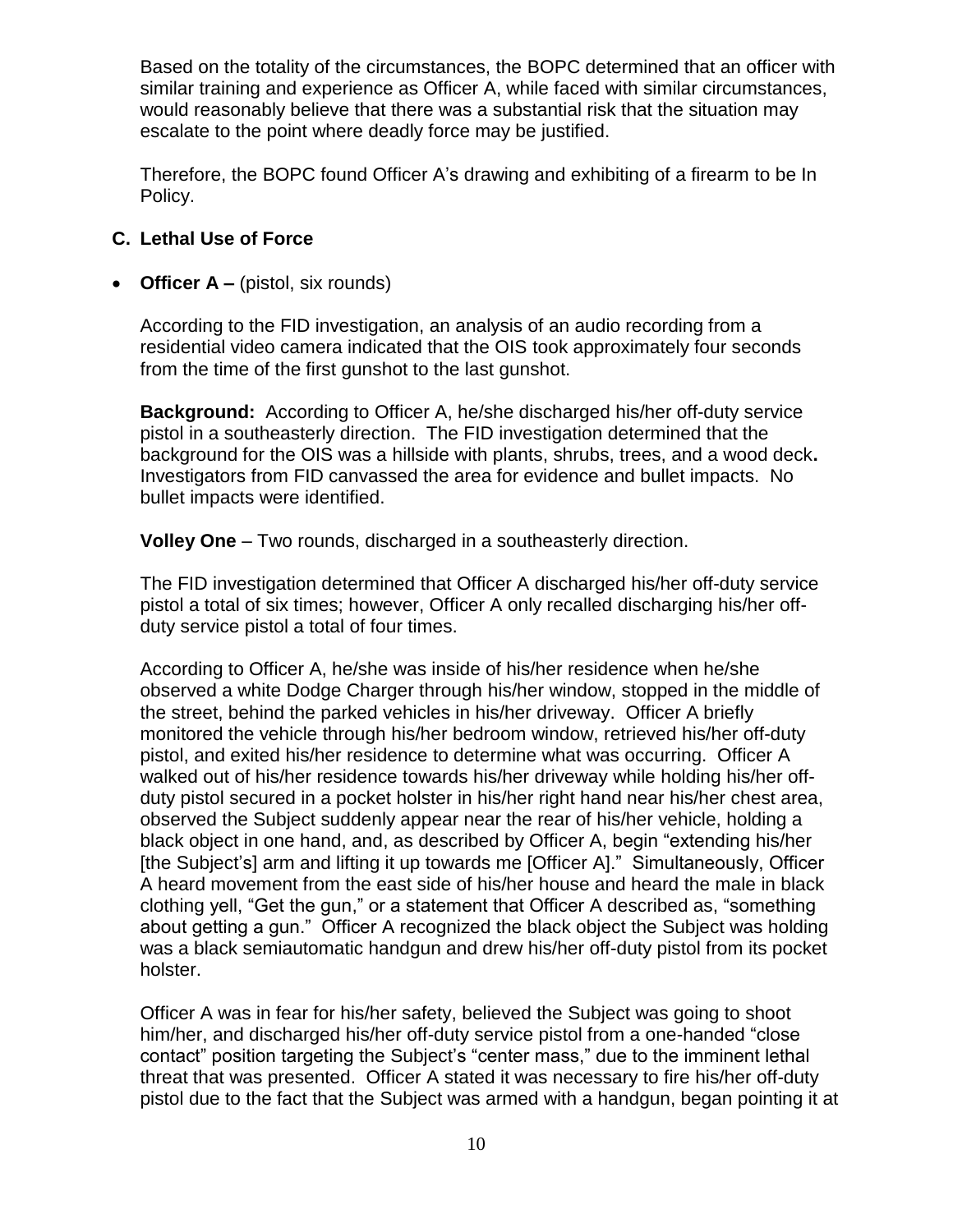Based on the totality of the circumstances, the BOPC determined that an officer with similar training and experience as Officer A, while faced with similar circumstances, would reasonably believe that there was a substantial risk that the situation may escalate to the point where deadly force may be justified.

Therefore, the BOPC found Officer A's drawing and exhibiting of a firearm to be In Policy.

## C. Lethal Use of Force

- **Officer A –** (pistol, six rounds)

  According to the FID investigation, an analysis of an audio recording from a residential video camera indicated that the OIS took approximately four seconds from the time of the first gunshot to the last gunshot.

  **Background:** According to Officer A, he/she discharged his/her off-duty service pistol in a southeasterly direction. The FID investigation determined that the background for the OIS was a hillside with plants, shrubs, trees, and a wood deck**.** Investigators from FID canvassed the area for evidence and bullet impacts. No bullet impacts were identified.

  **Volley One** – Two rounds, discharged in a southeasterly direction.

  The FID investigation determined that Officer A discharged his/her off-duty service pistol a total of six times; however, Officer A only recalled discharging his/her off-duty service pistol a total of four times.

  According to Officer A, he/she was inside of his/her residence when he/she observed a white Dodge Charger through his/her window, stopped in the middle of the street, behind the parked vehicles in his/her driveway. Officer A briefly monitored the vehicle through his/her bedroom window, retrieved his/her off-duty pistol, and exited his/her residence to determine what was occurring. Officer A walked out of his/her residence towards his/her driveway while holding his/her off-duty pistol secured in a pocket holster in his/her right hand near his/her chest area, observed the Subject suddenly appear near the rear of his/her vehicle, holding a black object in one hand, and, as described by Officer A, begin "extending his/her [the Subject's] arm and lifting it up towards me [Officer A]." Simultaneously, Officer A heard movement from the east side of his/her house and heard the male in black clothing yell, "Get the gun," or a statement that Officer A described as, "something about getting a gun." Officer A recognized the black object the Subject was holding was a black semiautomatic handgun and drew his/her off-duty pistol from its pocket holster.

  Officer A was in fear for his/her safety, believed the Subject was going to shoot him/her, and discharged his/her off-duty service pistol from a one-handed "close contact" position targeting the Subject's "center mass," due to the imminent lethal threat that was presented. Officer A stated it was necessary to fire his/her off-duty pistol due to the fact that the Subject was armed with a handgun, began pointing it at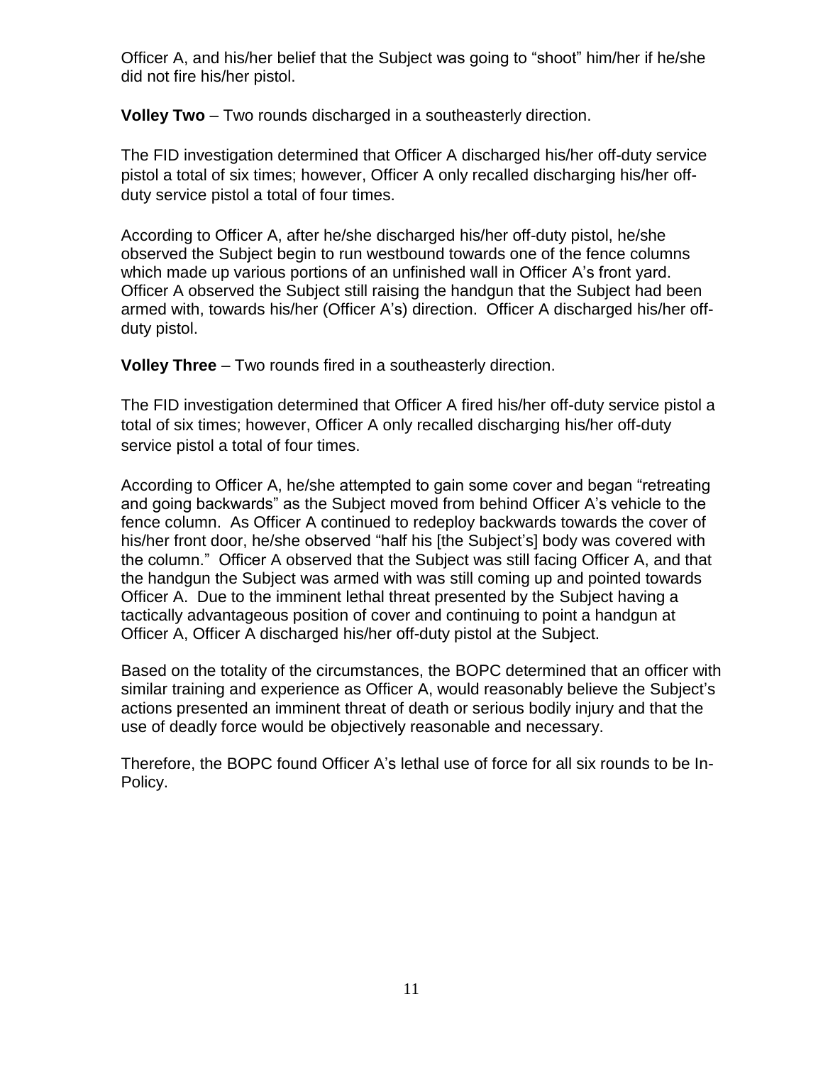Officer A, and his/her belief that the Subject was going to "shoot" him/her if he/she did not fire his/her pistol.

**Volley Two** – Two rounds discharged in a southeasterly direction.

The FID investigation determined that Officer A discharged his/her off-duty service pistol a total of six times; however, Officer A only recalled discharging his/her off-duty service pistol a total of four times.

According to Officer A, after he/she discharged his/her off-duty pistol, he/she observed the Subject begin to run westbound towards one of the fence columns which made up various portions of an unfinished wall in Officer A's front yard. Officer A observed the Subject still raising the handgun that the Subject had been armed with, towards his/her (Officer A's) direction. Officer A discharged his/her off-duty pistol.

**Volley Three** – Two rounds fired in a southeasterly direction.

The FID investigation determined that Officer A fired his/her off-duty service pistol a total of six times; however, Officer A only recalled discharging his/her off-duty service pistol a total of four times.

According to Officer A, he/she attempted to gain some cover and began "retreating and going backwards" as the Subject moved from behind Officer A's vehicle to the fence column. As Officer A continued to redeploy backwards towards the cover of his/her front door, he/she observed "half his [the Subject's] body was covered with the column." Officer A observed that the Subject was still facing Officer A, and that the handgun the Subject was armed with was still coming up and pointed towards Officer A. Due to the imminent lethal threat presented by the Subject having a tactically advantageous position of cover and continuing to point a handgun at Officer A, Officer A discharged his/her off-duty pistol at the Subject.

Based on the totality of the circumstances, the BOPC determined that an officer with similar training and experience as Officer A, would reasonably believe the Subject's actions presented an imminent threat of death or serious bodily injury and that the use of deadly force would be objectively reasonable and necessary.

Therefore, the BOPC found Officer A's lethal use of force for all six rounds to be In-Policy.